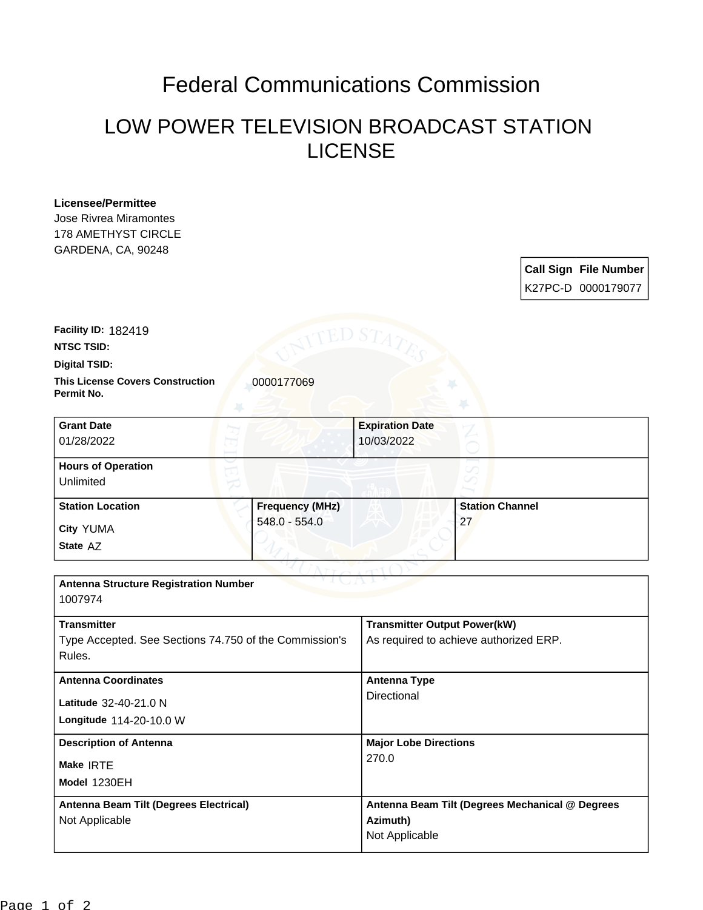# Federal Communications Commission

## LOW POWER TELEVISION BROADCAST STATION LICENSE

**Licensee/Permittee**
Jose Rivrea Miramontes
178 AMETHYST CIRCLE
GARDENA, CA, 90248

| Call Sign | File Number |
|---|---|
| K27PC-D | 0000179077 |

**Facility ID:** 182419

**NTSC TSID:**

**Digital TSID:**

**This License Covers Construction Permit No.** 0000177069

| Grant Date | Expiration Date |
|---|---|
| 01/28/2022 | 10/03/2022 |

**Hours of Operation**
Unlimited

| Station Location | Frequency (MHz) | Station Channel |
|---|---|---|
| City YUMA<br>State AZ | 548.0 - 554.0 | 27 |

**Antenna Structure Registration Number**
1007974

| Transmitter | Transmitter Output Power(kW) |
|---|---|
| Type Accepted. See Sections 74.750 of the Commission's Rules. | As required to achieve authorized ERP. |

| Antenna Coordinates | Antenna Type |
|---|---|
| Latitude 32-40-21.0 N<br>Longitude 114-20-10.0 W | Directional |

| Description of Antenna | Major Lobe Directions |
|---|---|
| Make IRTE<br>Model 1230EH | 270.0 |

| Antenna Beam Tilt (Degrees Electrical) | Antenna Beam Tilt (Degrees Mechanical @ Degrees Azimuth) |
|---|---|
| Not Applicable | Not Applicable |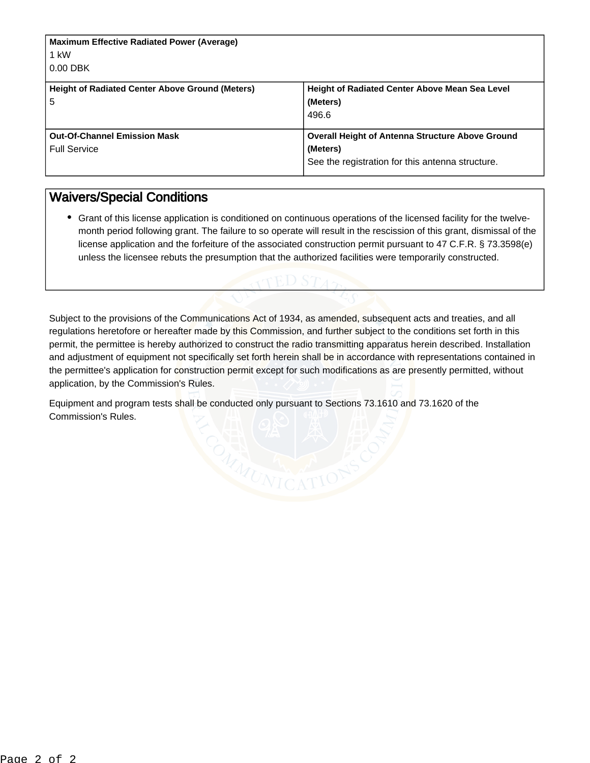| | |
|---|---|
| **Maximum Effective Radiated Power (Average)**<br>1 kW<br>0.00 DBK | |
| **Height of Radiated Center Above Ground (Meters)**<br>5 | **Height of Radiated Center Above Mean Sea Level (Meters)**<br>496.6 |
| **Out-Of-Channel Emission Mask**<br>Full Service | **Overall Height of Antenna Structure Above Ground (Meters)**<br>See the registration for this antenna structure. |

## Waivers/Special Conditions

- Grant of this license application is conditioned on continuous operations of the licensed facility for the twelve-month period following grant. The failure to so operate will result in the rescission of this grant, dismissal of the license application and the forfeiture of the associated construction permit pursuant to 47 C.F.R. § 73.3598(e) unless the licensee rebuts the presumption that the authorized facilities were temporarily constructed.

Subject to the provisions of the Communications Act of 1934, as amended, subsequent acts and treaties, and all regulations heretofore or hereafter made by this Commission, and further subject to the conditions set forth in this permit, the permittee is hereby authorized to construct the radio transmitting apparatus herein described. Installation and adjustment of equipment not specifically set forth herein shall be in accordance with representations contained in the permittee's application for construction permit except for such modifications as are presently permitted, without application, by the Commission's Rules.

Equipment and program tests shall be conducted only pursuant to Sections 73.1610 and 73.1620 of the Commission's Rules.